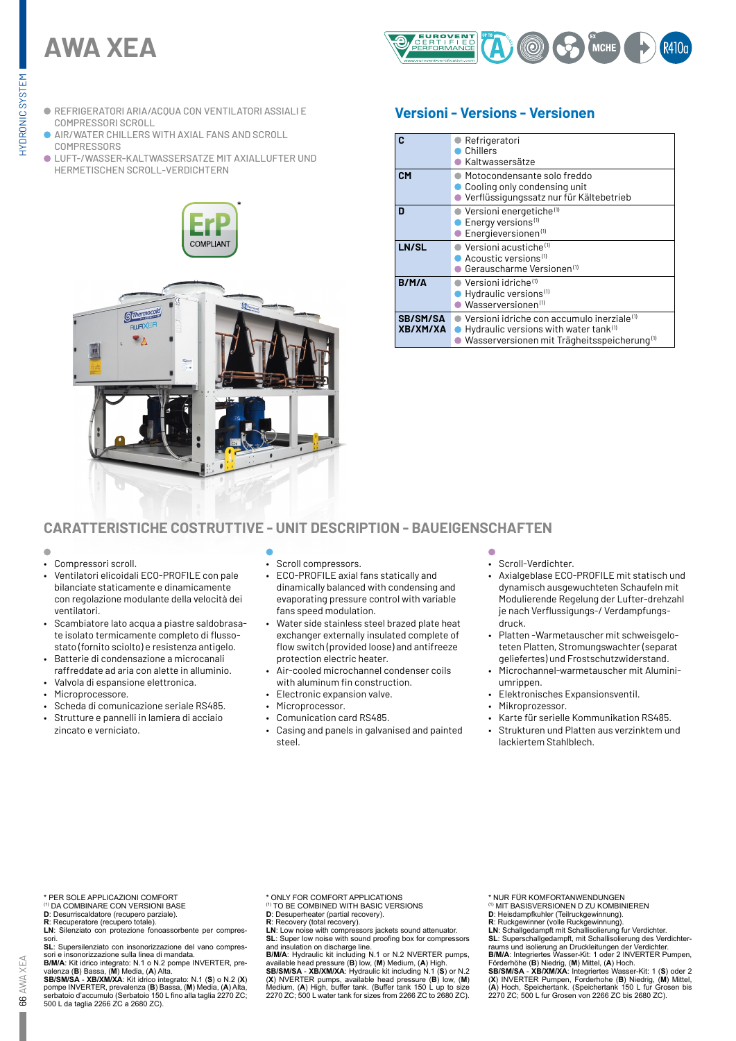# AWA XEA

- REFRIGERATORI ARIA/ACQUA CON VENTILATORI ASSIALI E COMPRESSORI SCROLL
- AIR/WATER CHILLERS WITH AXIAL FANS AND SCROLL COMPRESSORS
- LUFT-/WASSER-KALTWASSERSATZE MIT AXIALLUFTER UND HERMETISCHEN SCROLL-VERDICHTERN

ErP COMPLIANT *

## Versioni - Versions - Versionen

| | |
|---|---|
| **C** | Refrigeratori<br>Chillers<br>Kaltwassersätze |
| **CM** | Motocondensante solo freddo<br>Cooling only condensing unit<br>Verflüssigungssatz nur für Kältebetrieb |
| **D** | Versioni energetiche(1)<br>Energy versions(1)<br>Energieversionen(1) |
| **LN/SL** | Versioni acustiche(1)<br>Acoustic versions(1)<br>Gerauscharme Versionen(1) |
| **B/M/A** | Versioni idriche(1)<br>Hydraulic versions(1)<br>Wasserversionen(1) |
| **SB/SM/SA XB/XM/XA** | Versioni idriche con accumulo inerziale(1)<br>Hydraulic versions with water tank(1)<br>Wasserversionen mit Trägheitsspeicherung(1) |

## CARATTERISTICHE COSTRUTTIVE - UNIT DESCRIPTION - BAUEIGENSCHAFTEN

- Compressori scroll.
- Ventilatori elicoidali ECO-PROFILE con pale bilanciate staticamente e dinamicamente con regolazione modulante della velocità dei ventilatori.
- Scambiatore lato acqua a piastre saldobrasate isolato termicamente completo di flussostato (fornito sciolto) e resistenza antigelo.
- Batterie di condensazione a microcanali raffreddate ad aria con alette in alluminio.
- Valvola di espansione elettronica.
- Microprocessore.
- Scheda di comunicazione seriale RS485.
- Strutture e pannelli in lamiera di acciaio zincato e verniciato.

- Scroll compressors.
- ECO-PROFILE axial fans statically and dynamically balanced with condensing and evaporating pressure control with variable fans speed modulation.
- Water side stainless steel brazed plate heat exchanger externally insulated complete of flow switch (provided loose) and antifreeze protection electric heater.
- Air-cooled microchannel condenser coils with aluminum fin construction.
- Electronic expansion valve.
- Microprocessor.
- Comunication card RS485.
- Casing and panels in galvanised and painted steel.

- Scroll-Verdichter.
- Axialgeblase ECO-PROFILE mit statisch und dynamisch ausgewuchteten Schaufeln mit Modulierende Regelung der Lufter-drehzahl je nach Verflussigungs-/ Verdampfungsdruck.
- Platten -Warmetauscher mit schweisgeloteten Platten, Stromungswachter (separat geliefertes) und Frostschutzwiderstand.
- Microchannel-warmetauscher mit Aluminiumrippen.
- Elektronisches Expansionsventil.
- Mikroprozessor.
- Karte für serielle Kommunikation RS485.
- Strukturen und Platten aus verzinktem und lackiertem Stahlblech.

\* PER SOLE APPLICAZIONI COMFORT
(1) DA COMBINARE CON VERSIONI BASE
**D**: Desurriscaldatore (recupero parziale).
**R**: Recuperatore (recupero totale).
**LN**: Silenziato con protezione fonoassorbente per compressori.
**SL**: Supersilenziato con insonorizzazione del vano compressori e insonorizzazione sulla linea di mandata.
**B/M/A**: Kit idrico integrato: N.1 o N.2 pompe INVERTER, prevalenza (**B**) Bassa, (**M**) Media, (**A**) Alta.
**SB/SM/SA** - **XB/XM/XA**: Kit idrico integrato: N.1 (**S**) o N.2 (**X**) pompe INVERTER, prevalenza (**B**) Bassa, (**M**) Media, (**A**) Alta, serbatoio d'accumulo (Serbatoio 150 L fino alla taglia 2270 ZC; 500 L da taglia 2266 ZC a 2680 ZC).

\* ONLY FOR COMFORT APPLICATIONS
(1) TO BE COMBINED WITH BASIC VERSIONS
**D**: Desuperheater (partial recovery).
**R**: Recovery (total recovery).
**LN**: Low noise with compressors jackets sound attenuator.
**SL**: Super low noise with sound proofing box for compressors and insulation on discharge line.
**B/M/A**: Hydraulic kit including N.1 or N.2 NVERTER pumps, available head pressure (**B**) low, (**M**) Medium, (**A**) High.
**SB/SM/SA** - **XB/XM/XA**: Hydraulic kit including N.1 (**S**) or N.2 (**X**) NVERTER pumps, available head pressure (**B**) low, (**M**) Medium, (**A**) High, buffer tank. (Buffer tank 150 L up to size 2270 ZC; 500 L water tank for sizes from 2266 ZC to 2680 ZC).

\* NUR FÜR KOMFORTANWENDUNGEN
(1) MIT BASISVERSIONEN D ZU KOMBINIEREN
**D**: Heisdampfkuhler (Teilruckgewinnung).
**R**: Ruckgewinner (volle Ruckgewinnung).
**LN**: Schallgedampft mit Schallisolierung fur Verdichter.
**SL**: Superschallgedampft, mit Schallisolierung des Verdichterraums und isolierung an Druckleitungen der Verdichter.
**B/M/A**: Integriertes Wasser-Kit: 1 oder 2 INVERTER Pumpen, Förderhöhe (**B**) Niedrig, (**M**) Mittel, (**A**) Hoch.
**SB/SM/SA** - **XB/XM/XA**: Integriertes Wasser-Kit: 1 (**S**) oder 2 (**X**) INVERTER Pumpen, Forderhohe (**B**) Niedrig, (**M**) Mittel, (**A**) Hoch, Speichertank. (Speichertank 150 L fur Grosen bis 2270 ZC; 500 L fur Grosen von 2266 ZC bis 2680 ZC).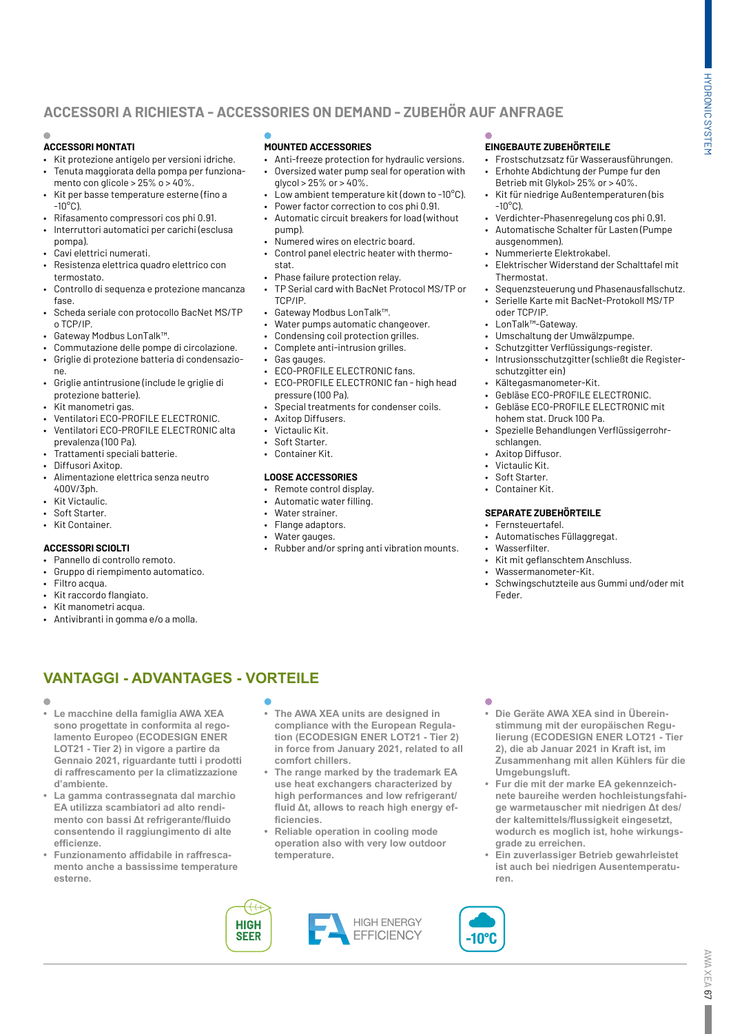## ACCESSORI A RICHIESTA - ACCESSORIES ON DEMAND - ZUBEHÖR AUF ANFRAGE

### ACCESSORI MONTATI

- Kit protezione antigelo per versioni idriche.
- Tenuta maggiorata della pompa per funzionamento con glicole > 25% o > 40%.
- Kit per basse temperature esterne (fino a -10°C).
- Rifasamento compressori cos phi 0.91.
- Interruttori automatici per carichi (esclusa pompa).
- Cavi elettrici numerati.
- Resistenza elettrica quadro elettrico con termostato.
- Controllo di sequenza e protezione mancanza fase.
- Scheda seriale con protocollo BacNet MS/TP o TCP/IP.
- Gateway Modbus LonTalk™.
- Commutazione delle pompe di circolazione.
- Griglie di protezione batteria di condensazione.
- Griglie antintrusione (include le griglie di protezione batterie).
- Kit manometri gas.
- Ventilatori ECO-PROFILE ELECTRONIC.
- Ventilatori ECO-PROFILE ELECTRONIC alta prevalenza (100 Pa).
- Trattamenti speciali batterie.
- Diffusori Axitop.
- Alimentazione elettrica senza neutro 400V/3ph.
- Kit Victaulic.
- Soft Starter.
- Kit Container.

### ACCESSORI SCIOLTI

- Pannello di controllo remoto.
- Gruppo di riempimento automatico.
- Filtro acqua.
- Kit raccordo flangiato.
- Kit manometri acqua.
- Antivibranti in gomma e/o a molla.

### MOUNTED ACCESSORIES

- Anti-freeze protection for hydraulic versions.
- Oversized water pump seal for operation with glycol > 25% or > 40%.
- Low ambient temperature kit (down to -10°C).
- Power factor correction to cos phi 0.91.
- Automatic circuit breakers for load (without pump).
- Numered wires on electric board.
- Control panel electric heater with thermostat.
- Phase failure protection relay.
- TP Serial card with BacNet Protocol MS/TP or TCP/IP.
- Gateway Modbus LonTalk™.
- Water pumps automatic changeover.
- Condensing coil protection grilles.
- Complete anti-intrusion grilles.
- Gas gauges.
- ECO-PROFILE ELECTRONIC fans.
- ECO-PROFILE ELECTRONIC fan - high head pressure (100 Pa).
- Special treatments for condenser coils.
- Axitop Diffusers.
- Victaulic Kit.
- Soft Starter.
- Container Kit.

### LOOSE ACCESSORIES

- Remote control display.
- Automatic water filling.
- Water strainer.
- Flange adaptors.
- Water gauges.
- Rubber and/or spring anti vibration mounts.

### EINGEBAUTE ZUBEHÖRTEILE

- Frostschutzsatz für Wasserausführungen.
- Erhohte Abdichtung der Pumpe fur den Betrieb mit Glykol> 25% or > 40%.
- Kit für niedrige Außentemperaturen (bis -10°C).
- Verdichter-Phasenregelung cos phi 0,91.
- Automatische Schalter für Lasten (Pumpe ausgenommen).
- Nummerierte Elektrokabel.
- Elektrischer Widerstand der Schalttafel mit Thermostat.
- Sequenzsteuerung und Phasenausfallschutz.
- Serielle Karte mit BacNet-Protokoll MS/TP oder TCP/IP.
- LonTalk™-Gateway.
- Umschaltung der Umwälzpumpe.
- Schutzgitter Verflüssigungs-register.
- Intrusionsschutzgitter (schließt die Registerschutzgitter ein)
- Kältegasmanometer-Kit.
- Gebläse ECO-PROFILE ELECTRONIC.
- Gebläse ECO-PROFILE ELECTRONIC mit hohem stat. Druck 100 Pa.
- Spezielle Behandlungen Verflüssigerrohrschlangen.
- Axitop Diffusor.
- Victaulic Kit.
- Soft Starter.
- Container Kit.

### SEPARATE ZUBEHÖRTEILE

- Fernsteuertafel.
- Automatisches Füllaggregat.
- Wasserfilter.
- Kit mit geflanschtem Anschluss.
- Wassermanometer-Kit.
- Schwingschutzteile aus Gummi und/oder mit Feder.

## VANTAGGI - ADVANTAGES - VORTEILE

- **Le macchine della famiglia AWA XEA sono progettate in conformita al regolamento Europeo (ECODESIGN ENER LOT21 - Tier 2) in vigore a partire da Gennaio 2021, riguardante tutti i prodotti di raffrescamento per la climatizzazione d'ambiente.**
- **La gamma contrassegnata dal marchio EA utilizza scambiatori ad alto rendimento con bassi Δt refrigerante/fluido consentendo il raggiungimento di alte efficienze.**
- **Funzionamento affidabile in raffrescamento anche a bassissime temperature esterne.**

- **The AWA XEA units are designed in compliance with the European Regulation (ECODESIGN ENER LOT21 - Tier 2) in force from January 2021, related to all comfort chillers.**
- **The range marked by the trademark EA use heat exchangers characterized by high performances and low refrigerant/fluid Δt, allows to reach high energy efficiencies.**
- **Reliable operation in cooling mode operation also with very low outdoor temperature.**

- **Die Geräte AWA XEA sind in Übereinstimmung mit der europäischen Regulierung (ECODESIGN ENER LOT21 - Tier 2), die ab Januar 2021 in Kraft ist, im Zusammenhang mit allen Kühlers für die Umgebungsluft.**
- **Fur die mit der marke EA gekennzeichnete baureihe werden hochleistungsfahige warmetauscher mit niedrigen Δt des/der kaltemittels/flussigkeit eingesetzt, wodurch es moglich ist, hohe wirkungsgrade zu erreichen.**
- **Ein zuverlassiger Betrieb gewahrleistet ist auch bei niedrigen Ausentemperaturen.**

HIGH SEER — HIGH ENERGY EFFICIENCY — -10°C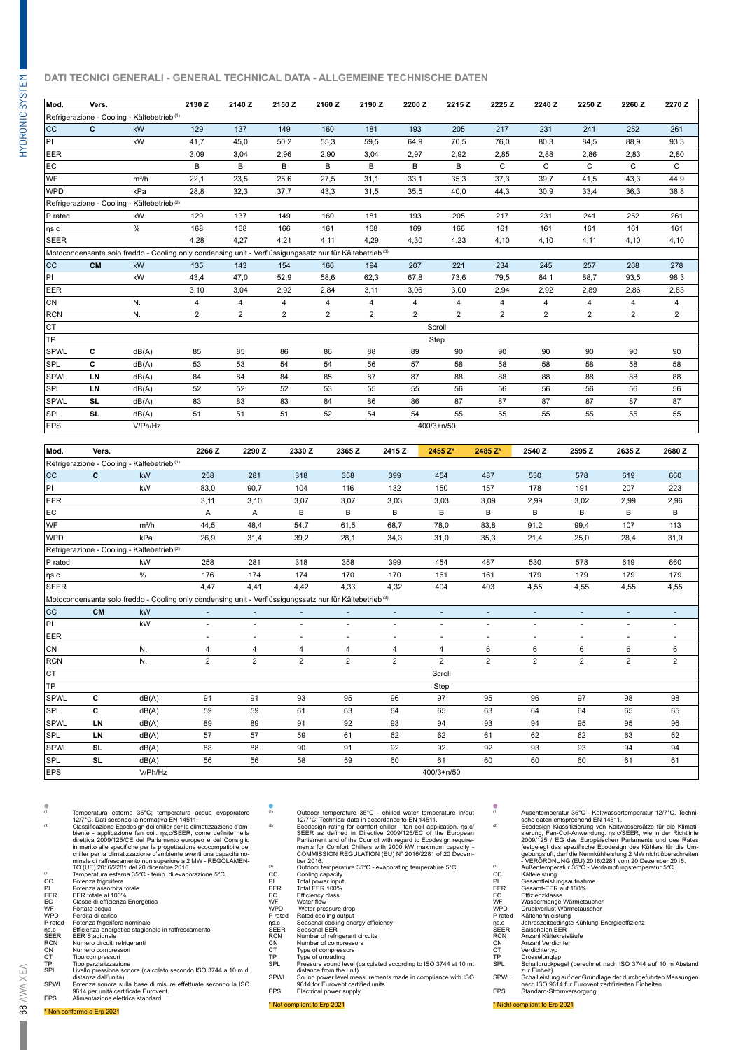## DATI TECNICI GENERALI - GENERAL TECHNICAL DATA - ALLGEMEINE TECHNISCHE DATEN

| Mod. | Vers. | | 2130 Z | 2140 Z | 2150 Z | 2160 Z | 2190 Z | 2200 Z | 2215 Z | 2225 Z | 2240 Z | 2250 Z | 2260 Z | 2270 Z |
|---|---|---|---|---|---|---|---|---|---|---|---|---|---|---|
| Refrigerazione - Cooling - Kältebetrieb (1) | | | | | | | | | | | | | | |
| CC | C | kW | 129 | 137 | 149 | 160 | 181 | 193 | 205 | 217 | 231 | 241 | 252 | 261 |
| PI | | kW | 41,7 | 45,0 | 50,2 | 55,3 | 59,5 | 64,9 | 70,5 | 76,0 | 80,3 | 84,5 | 88,9 | 93,3 |
| EER | | | 3,09 | 3,04 | 2,96 | 2,90 | 3,04 | 2,97 | 2,92 | 2,85 | 2,88 | 2,86 | 2,83 | 2,80 |
| EC | | | B | B | B | B | B | B | B | C | C | C | C | C |
| WF | | m³/h | 22,1 | 23,5 | 25,6 | 27,5 | 31,1 | 33,1 | 35,3 | 37,3 | 39,7 | 41,5 | 43,3 | 44,9 |
| WPD | | kPa | 28,8 | 32,3 | 37,7 | 43,3 | 31,5 | 35,5 | 40,0 | 44,3 | 30,9 | 33,4 | 36,3 | 38,8 |
| Refrigerazione - Cooling - Kältebetrieb (2) | | | | | | | | | | | | | | |
| P rated | | kW | 129 | 137 | 149 | 160 | 181 | 193 | 205 | 217 | 231 | 241 | 252 | 261 |
| ηs,c | | % | 168 | 168 | 166 | 161 | 168 | 169 | 166 | 161 | 161 | 161 | 161 | 161 |
| SEER | | | 4,28 | 4,27 | 4,21 | 4,11 | 4,29 | 4,30 | 4,23 | 4,10 | 4,10 | 4,11 | 4,10 | 4,10 |
| Motocondensante solo freddo - Cooling only condensing unit - Verflüssigungssatz nur für Kältebetrieb (3) | | | | | | | | | | | | | | |
| CC | CM | kW | 135 | 143 | 154 | 166 | 194 | 207 | 221 | 234 | 245 | 257 | 268 | 278 |
| PI | | kW | 43,4 | 47,0 | 52,9 | 58,6 | 62,3 | 67,8 | 73,6 | 79,5 | 84,1 | 88,7 | 93,5 | 98,3 |
| EER | | | 3,10 | 3,04 | 2,92 | 2,84 | 3,11 | 3,06 | 3,00 | 2,94 | 2,92 | 2,89 | 2,86 | 2,83 |
| CN | | N. | 4 | 4 | 4 | 4 | 4 | 4 | 4 | 4 | 4 | 4 | 4 | 4 |
| RCN | | N. | 2 | 2 | 2 | 2 | 2 | 2 | 2 | 2 | 2 | 2 | 2 | 2 |
| CT | | | Scroll | | | | | | | | | | | |
| TP | | | Step | | | | | | | | | | | |
| SPWL | C | dB(A) | 85 | 85 | 86 | 86 | 88 | 89 | 90 | 90 | 90 | 90 | 90 | 90 |
| SPL | C | dB(A) | 53 | 53 | 54 | 54 | 56 | 57 | 58 | 58 | 58 | 58 | 58 | 58 |
| SPWL | LN | dB(A) | 84 | 84 | 84 | 85 | 87 | 87 | 88 | 88 | 88 | 88 | 88 | 88 |
| SPL | LN | dB(A) | 52 | 52 | 52 | 53 | 55 | 55 | 56 | 56 | 56 | 56 | 56 | 56 |
| SPWL | SL | dB(A) | 83 | 83 | 83 | 84 | 86 | 86 | 87 | 87 | 87 | 87 | 87 | 87 |
| SPL | SL | dB(A) | 51 | 51 | 51 | 52 | 54 | 54 | 55 | 55 | 55 | 55 | 55 | 55 |
| EPS | | V/Ph/Hz | 400/3+n/50 | | | | | | | | | | | |

| Mod. | Vers. | | 2266 Z | 2290 Z | 2330 Z | 2365 Z | 2415 Z | 2455 Z* | 2485 Z* | 2540 Z | 2595 Z | 2635 Z | 2680 Z |
|---|---|---|---|---|---|---|---|---|---|---|---|---|---|
| Refrigerazione - Cooling - Kältebetrieb (1) | | | | | | | | | | | | | |
| CC | C | kW | 258 | 281 | 318 | 358 | 399 | 454 | 487 | 530 | 578 | 619 | 660 |
| PI | | kW | 83,0 | 90,7 | 104 | 116 | 132 | 150 | 157 | 178 | 191 | 207 | 223 |
| EER | | | 3,11 | 3,10 | 3,07 | 3,07 | 3,03 | 3,03 | 3,09 | 2,99 | 3,02 | 2,99 | 2,96 |
| EC | | | A | A | B | B | B | B | B | B | B | B | B |
| WF | | m³/h | 44,5 | 48,4 | 54,7 | 61,5 | 68,7 | 78,0 | 83,8 | 91,2 | 99,4 | 107 | 113 |
| WPD | | kPa | 26,9 | 31,4 | 39,2 | 28,1 | 34,3 | 31,0 | 35,3 | 21,4 | 25,0 | 28,4 | 31,9 |
| Refrigerazione - Cooling - Kältebetrieb (2) | | | | | | | | | | | | | |
| P rated | | kW | 258 | 281 | 318 | 358 | 399 | 454 | 487 | 530 | 578 | 619 | 660 |
| ηs,c | | % | 176 | 174 | 174 | 170 | 170 | 161 | 161 | 179 | 179 | 179 | 179 |
| SEER | | | 4,47 | 4,41 | 4,42 | 4,33 | 4,32 | 404 | 403 | 4,55 | 4,55 | 4,55 | 4,55 |
| Motocondensante solo freddo - Cooling only condensing unit - Verflüssigungssatz nur für Kältebetrieb (3) | | | | | | | | | | | | | |
| CC | CM | kW | - | - | - | - | - | - | - | - | - | - | - |
| PI | | kW | - | - | - | - | - | - | - | - | - | - | - |
| EER | | | - | - | - | - | - | - | - | - | - | - | - |
| CN | | N. | 4 | 4 | 4 | 4 | 4 | 4 | 6 | 6 | 6 | 6 | 6 |
| RCN | | N. | 2 | 2 | 2 | 2 | 2 | 2 | 2 | 2 | 2 | 2 | 2 |
| CT | | | Scroll | | | | | | | | | | |
| TP | | | Step | | | | | | | | | | |
| SPWL | C | dB(A) | 91 | 91 | 93 | 95 | 96 | 97 | 95 | 96 | 97 | 98 | 98 |
| SPL | C | dB(A) | 59 | 59 | 61 | 63 | 64 | 65 | 63 | 64 | 64 | 65 | 65 |
| SPWL | LN | dB(A) | 89 | 89 | 91 | 92 | 93 | 94 | 93 | 94 | 95 | 95 | 96 |
| SPL | LN | dB(A) | 57 | 57 | 59 | 61 | 62 | 62 | 61 | 62 | 62 | 63 | 62 |
| SPWL | SL | dB(A) | 88 | 88 | 90 | 91 | 92 | 92 | 92 | 93 | 93 | 94 | 94 |
| SPL | SL | dB(A) | 56 | 56 | 58 | 59 | 60 | 61 | 60 | 60 | 60 | 61 | 61 |
| EPS | | V/Ph/Hz | 400/3+n/50 | | | | | | | | | | |

(1) Temperatura esterna 35°C; temperatura acqua evaporatore 12/7°C. Dati secondo la normativa EN 14511.
(2) Classificazione Ecodesign dei chiller per la climatizzazione d'ambiente - applicazione fan coil. ηs,c/SEER, come definite nella direttiva 2009/125/CE del Parlamento europeo e del Consiglio in merito alle specifiche per la progettazione ecocompatibile dei chiller per la climatizzazione d'ambiente aventi una capacità nominale di raffrescamento non superiore a 2 MW - REGOLAMENTO (UE) 2016/2281 del 20 dicembre 2016.
(3) Temperatura esterna 35°C - temp. di evaporazione 5°C.
CC Potenza frigorifera
PI Potenza assorbita totale
EER EER totale al 100%
EC Classe di efficienza Energetica
WF Portata acqua
WPD Perdita di carico
P rated Potenza frigorifera nominale
ηs,c Efficienza energetica stagionale in raffrescamento
SEER EER Stagionale
RCN Numero circuiti refrigeranti
CN Numero compressori
CT Tipo compressori
TP Tipo parzializzazione
SPL Livello pressione sonora (calcolato secondo ISO 3744 a 10 m di distanza dall'unità)
SPWL Potenza sonora sulla base di misure effettuate secondo la ISO 9614 per unità certificate Eurovent.
EPS Alimentazione elettrica standard

\* Non conforme a Erp 2021

(1) Outdoor temperature 35°C - chilled water temperature in/out 12/7°C. Technical data in accordance to EN 14511.
(2) Ecodesign rating for comfort chiller - fan coil application. ηs,c/SEER as defined in Directive 2009/125/EC of the European Parliament and of the Council with regard to Ecodesign requirements for Comfort Chillers with 2000 kW maximum capacity - COMMISSION REGULATION (EU) N° 2016/2281 of 20 December 2016.
(3) Outdoor temperature 35°C - evaporating temperature 5°C.
CC Cooling capacity
PI Total power input
EER Total EER 100%
EC Efficiency class
WF Water flow
WPD Water pressure drop
P rated Rated cooling output
ηs,c Seasonal cooling energy efficiency
SEER Seasonal EER
RCN Number of refrigerant circuits
CN Number of compressors
CT Type of compressors
TP Type of unoading
SPL Pressure sound level (calculated according to ISO 3744 at 10 mt distance from the unit)
SPWL Sound power level measurements made in compliance with ISO 9614 for Eurovent certified units
EPS Electrical power supply

\* Not compliant to Erp 2021

(1) Ausentemperatur 35°C - Kaltwassertemperatur 12/7°C. Technische daten entsprechend EN 14511.
(2) Ecodesign Klassifizierung von Kaltwassersätze für die Klimatisierung, Fan-Coil-Anwendung. ηs,c/SEER, wie in der Richtlinie 2009/125 / EG des Europäischen Parlaments und des Rates festgelegt das spezifische Ecodesign des Kühlers für die Umgebungsluft, darf die Nennkühlleistung 2 MW nicht überschreiten - VERORDNUNG (EU) 2016/2281 vom 20 Dezember 2016.
(3) Außentemperatur 35°C - Verdampfungstemperatur 5°C.
CC Kälteleistung
PI Gesamtleistungsaufnahme
EER Gesamt-EER auf 100%
EC Effizienzklasse
WF Wassermenge Wärmetsucher
WPD Druckverlust Wärmetauscher
P rated Kältenennleistung
ηs,c Jahreszeitbedingte Kühlung-Energieeffizienz
SEER Saisonalen EER
RCN Anzahl Kältekreisläufe
CN Anzahl Verdichter
CT Verdichtertyp
TP Drosselungtyp
SPL Schalldruckpegel (berechnet nach ISO 3744 auf 10 m Abstand zur Einheit)
SPWL Schallleistung auf der Grundlage der durchgeführten Messungen nach ISO 9614 für Eurovent zertifizierten Einheiten
EPS Standard-Stromversorgung

\* Nicht compliant to Erp 2021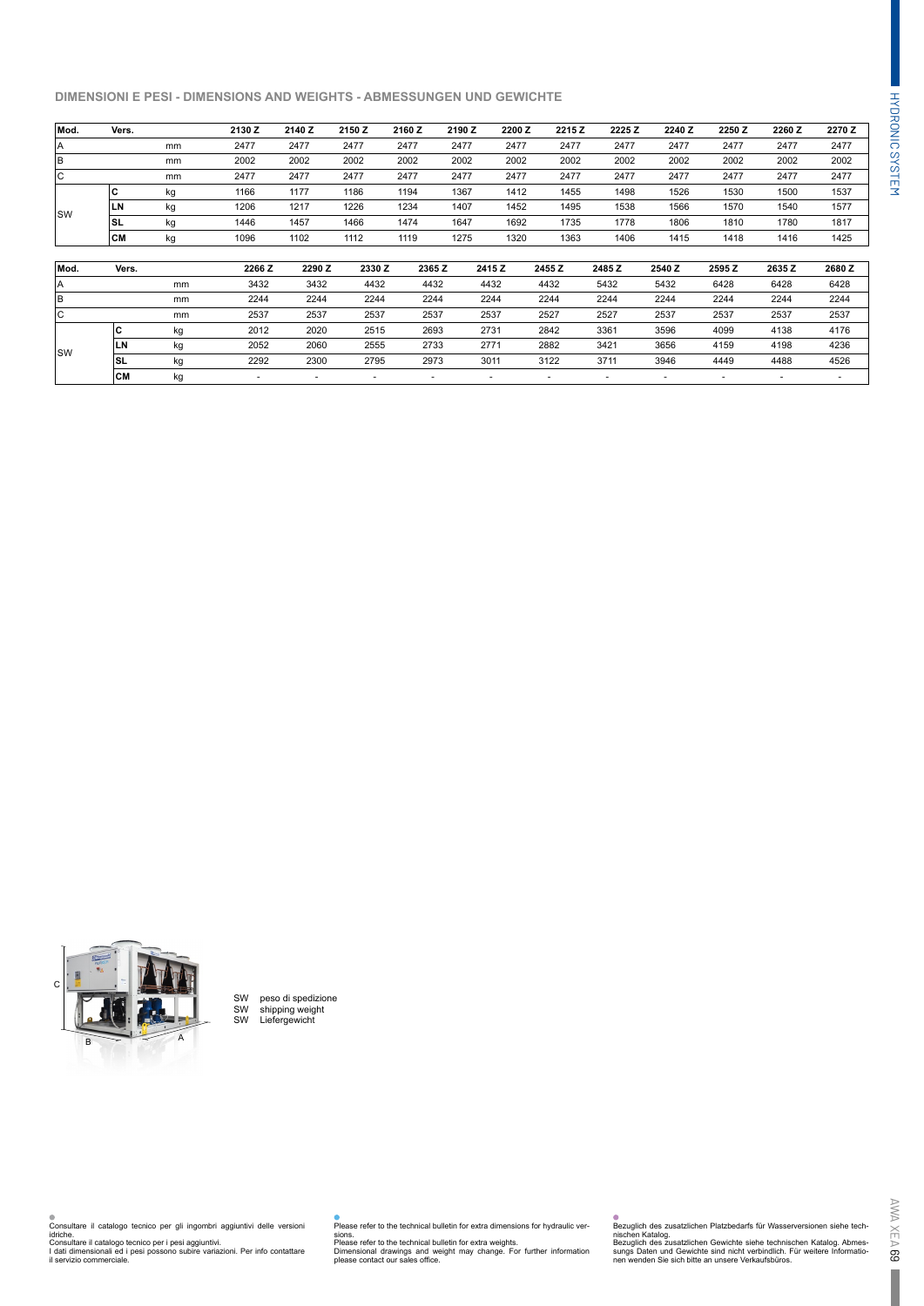## DIMENSIONI E PESI - DIMENSIONS AND WEIGHTS - ABMESSUNGEN UND GEWICHTE

| Mod. | Vers. | | 2130 Z | 2140 Z | 2150 Z | 2160 Z | 2190 Z | 2200 Z | 2215 Z | 2225 Z | 2240 Z | 2250 Z | 2260 Z | 2270 Z |
|---|---|---|---|---|---|---|---|---|---|---|---|---|---|---|
| A | | mm | 2477 | 2477 | 2477 | 2477 | 2477 | 2477 | 2477 | 2477 | 2477 | 2477 | 2477 | 2477 |
| B | | mm | 2002 | 2002 | 2002 | 2002 | 2002 | 2002 | 2002 | 2002 | 2002 | 2002 | 2002 | 2002 |
| C | | mm | 2477 | 2477 | 2477 | 2477 | 2477 | 2477 | 2477 | 2477 | 2477 | 2477 | 2477 | 2477 |
| SW | C | kg | 1166 | 1177 | 1186 | 1194 | 1367 | 1412 | 1455 | 1498 | 1526 | 1530 | 1500 | 1537 |
| | LN | kg | 1206 | 1217 | 1226 | 1234 | 1407 | 1452 | 1495 | 1538 | 1566 | 1570 | 1540 | 1577 |
| | SL | kg | 1446 | 1457 | 1466 | 1474 | 1647 | 1692 | 1735 | 1778 | 1806 | 1810 | 1780 | 1817 |
| | CM | kg | 1096 | 1102 | 1112 | 1119 | 1275 | 1320 | 1363 | 1406 | 1415 | 1418 | 1416 | 1425 |

| Mod. | Vers. | | 2266 Z | 2290 Z | 2330 Z | 2365 Z | 2415 Z | 2455 Z | 2485 Z | 2540 Z | 2595 Z | 2635 Z | 2680 Z |
|---|---|---|---|---|---|---|---|---|---|---|---|---|---|
| A | | mm | 3432 | 3432 | 4432 | 4432 | 4432 | 4432 | 5432 | 5432 | 6428 | 6428 | 6428 |
| B | | mm | 2244 | 2244 | 2244 | 2244 | 2244 | 2244 | 2244 | 2244 | 2244 | 2244 | 2244 |
| C | | mm | 2537 | 2537 | 2537 | 2537 | 2537 | 2527 | 2527 | 2537 | 2537 | 2537 | 2537 |
| SW | C | kg | 2012 | 2020 | 2515 | 2693 | 2731 | 2842 | 3361 | 3596 | 4099 | 4138 | 4176 |
| | LN | kg | 2052 | 2060 | 2555 | 2733 | 2771 | 2882 | 3421 | 3656 | 4159 | 4198 | 4236 |
| | SL | kg | 2292 | 2300 | 2795 | 2973 | 3011 | 3122 | 3711 | 3946 | 4449 | 4488 | 4526 |
| | CM | kg | - | - | - | - | - | - | - | - | - | - | - |

SW peso di spedizione
SW shipping weight
SW Liefergewicht

Consultare il catalogo tecnico per gli ingombri aggiuntivi delle versioni idriche.
Consultare il catalogo tecnico per i pesi aggiuntivi.
I dati dimensionali ed i pesi possono subire variazioni. Per info contattare il servizio commerciale.

Please refer to the technical bulletin for extra dimensions for hydraulic versions.
Please refer to the technical bulletin for extra weights.
Dimensional drawings and weight may change. For further information please contact our sales office.

Bezuglich des zusatzlichen Platzbedarfs für Wasserversionen siehe technischen Katalog.
Bezuglich des zusatzlichen Gewichte siehe technischen Katalog. Abmessungs Daten und Gewichte sind nicht verbindlich. Für weitere Informationen wenden Sie sich bitte an unsere Verkaufsbüros.